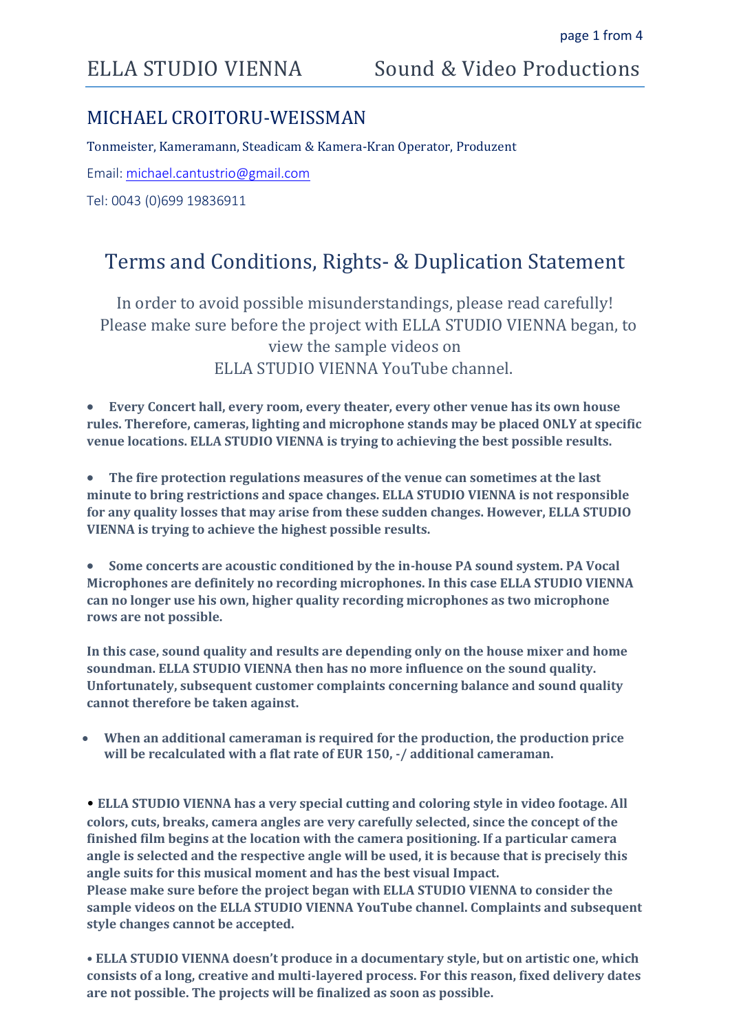# ELLA STUDIO VIENNA Sound & Video Productions

## MICHAEL CROITORU-WEISSMAN

Tonmeister, Kameramann, Steadicam & Kamera-Kran Operator, Produzent

Email: michael.cantustrio@gmail.com

Tel: 0043 (0)699 19836911

## Terms and Conditions, Rights- & Duplication Statement

In order to avoid possible misunderstandings, please read carefully!
Please make sure before the project with ELLA STUDIO VIENNA began, to view the sample videos on
ELLA STUDIO VIENNA YouTube channel.

- **Every Concert hall, every room, every theater, every other venue has its own house rules. Therefore, cameras, lighting and microphone stands may be placed ONLY at specific venue locations. ELLA STUDIO VIENNA is trying to achieving the best possible results.**

- **The fire protection regulations measures of the venue can sometimes at the last minute to bring restrictions and space changes. ELLA STUDIO VIENNA is not responsible for any quality losses that may arise from these sudden changes. However, ELLA STUDIO VIENNA is trying to achieve the highest possible results.**

- **Some concerts are acoustic conditioned by the in-house PA sound system. PA Vocal Microphones are definitely no recording microphones. In this case ELLA STUDIO VIENNA can no longer use his own, higher quality recording microphones as two microphone rows are not possible.**

  **In this case, sound quality and results are depending only on the house mixer and home soundman. ELLA STUDIO VIENNA then has no more influence on the sound quality. Unfortunately, subsequent customer complaints concerning balance and sound quality cannot therefore be taken against.**

- **When an additional cameraman is required for the production, the production price will be recalculated with a flat rate of EUR 150, -/ additional cameraman.**

- **ELLA STUDIO VIENNA has a very special cutting and coloring style in video footage. All colors, cuts, breaks, camera angles are very carefully selected, since the concept of the finished film begins at the location with the camera positioning. If a particular camera angle is selected and the respective angle will be used, it is because that is precisely this angle suits for this musical moment and has the best visual Impact.**
  **Please make sure before the project began with ELLA STUDIO VIENNA to consider the sample videos on the ELLA STUDIO VIENNA YouTube channel. Complaints and subsequent style changes cannot be accepted.**

- **ELLA STUDIO VIENNA doesn't produce in a documentary style, but on artistic one, which consists of a long, creative and multi-layered process. For this reason, fixed delivery dates are not possible. The projects will be finalized as soon as possible.**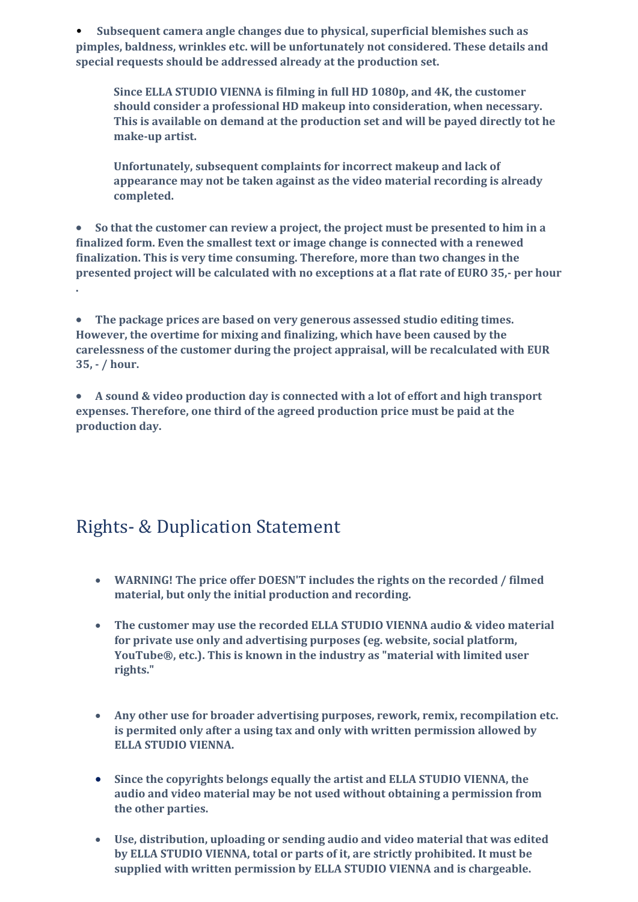- **Subsequent camera angle changes due to physical, superficial blemishes such as pimples, baldness, wrinkles etc. will be unfortunately not considered. These details and special requests should be addressed already at the production set.**

  **Since ELLA STUDIO VIENNA is filming in full HD 1080p, and 4K, the customer should consider a professional HD makeup into consideration, when necessary. This is available on demand at the production set and will be payed directly tot he make-up artist.**

  **Unfortunately, subsequent complaints for incorrect makeup and lack of appearance may not be taken against as the video material recording is already completed.**

- **So that the customer can review a project, the project must be presented to him in a finalized form. Even the smallest text or image change is connected with a renewed finalization. This is very time consuming. Therefore, more than two changes in the presented project will be calculated with no exceptions at a flat rate of EURO 35,- per hour .**

- **The package prices are based on very generous assessed studio editing times. However, the overtime for mixing and finalizing, which have been caused by the carelessness of the customer during the project appraisal, will be recalculated with EUR 35, - / hour.**

- **A sound & video production day is connected with a lot of effort and high transport expenses. Therefore, one third of the agreed production price must be paid at the production day.**

# Rights- & Duplication Statement

- **WARNING! The price offer DOESN'T includes the rights on the recorded / filmed material, but only the initial production and recording.**

- **The customer may use the recorded ELLA STUDIO VIENNA audio & video material for private use only and advertising purposes (eg. website, social platform, YouTube®, etc.). This is known in the industry as "material with limited user rights."**

- **Any other use for broader advertising purposes, rework, remix, recompilation etc. is permited only after a using tax and only with written permission allowed by ELLA STUDIO VIENNA.**

- **Since the copyrights belongs equally the artist and ELLA STUDIO VIENNA, the audio and video material may be not used without obtaining a permission from the other parties.**

- **Use, distribution, uploading or sending audio and video material that was edited by ELLA STUDIO VIENNA, total or parts of it, are strictly prohibited. It must be supplied with written permission by ELLA STUDIO VIENNA and is chargeable.**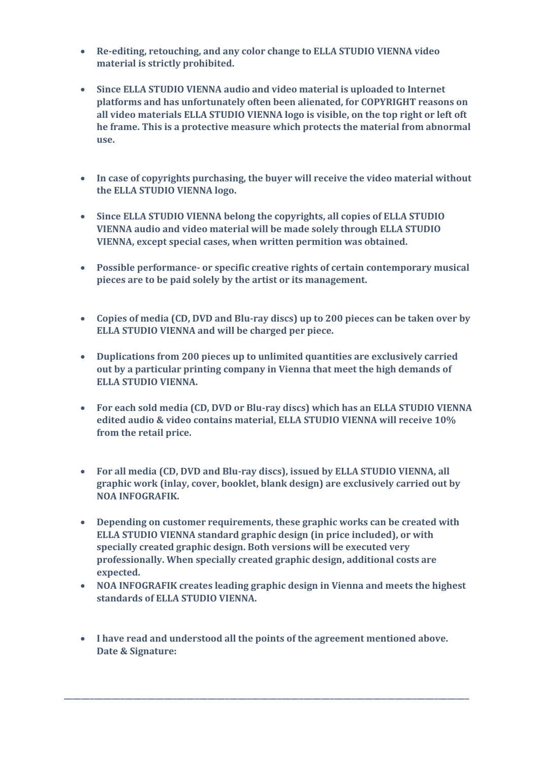- **Re-editing, retouching, and any color change to ELLA STUDIO VIENNA video material is strictly prohibited.**

- **Since ELLA STUDIO VIENNA audio and video material is uploaded to Internet platforms and has unfortunately often been alienated, for COPYRIGHT reasons on all video materials ELLA STUDIO VIENNA logo is visible, on the top right or left oft he frame. This is a protective measure which protects the material from abnormal use.**

- **In case of copyrights purchasing, the buyer will receive the video material without the ELLA STUDIO VIENNA logo.**

- **Since ELLA STUDIO VIENNA belong the copyrights, all copies of ELLA STUDIO VIENNA audio and video material will be made solely through ELLA STUDIO VIENNA, except special cases, when written permition was obtained.**

- **Possible performance- or specific creative rights of certain contemporary musical pieces are to be paid solely by the artist or its management.**

- **Copies of media (CD, DVD and Blu-ray discs) up to 200 pieces can be taken over by ELLA STUDIO VIENNA and will be charged per piece.**

- **Duplications from 200 pieces up to unlimited quantities are exclusively carried out by a particular printing company in Vienna that meet the high demands of ELLA STUDIO VIENNA.**

- **For each sold media (CD, DVD or Blu-ray discs) which has an ELLA STUDIO VIENNA edited audio & video contains material, ELLA STUDIO VIENNA will receive 10% from the retail price.**

- **For all media (CD, DVD and Blu-ray discs), issued by ELLA STUDIO VIENNA, all graphic work (inlay, cover, booklet, blank design) are exclusively carried out by NOA INFOGRAFIK.**

- **Depending on customer requirements, these graphic works can be created with ELLA STUDIO VIENNA standard graphic design (in price included), or with specially created graphic design. Both versions will be executed very professionally. When specially created graphic design, additional costs are expected.**
- **NOA INFOGRAFIK creates leading graphic design in Vienna and meets the highest standards of ELLA STUDIO VIENNA.**

- **I have read and understood all the points of the agreement mentioned above. Date & Signature:**

---